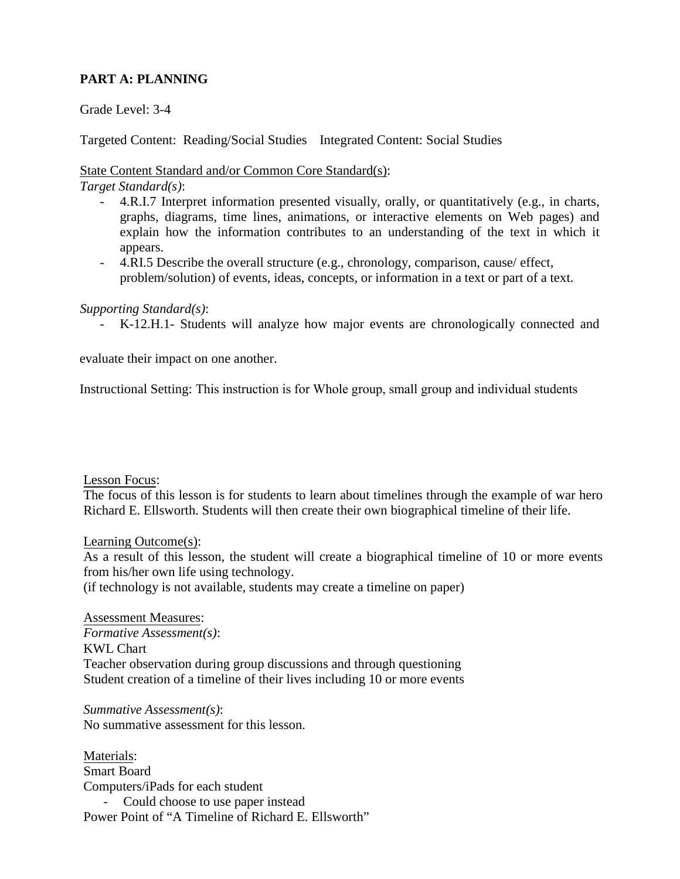**PART A: PLANNING**

Grade Level: 3-4

Targeted Content: Reading/Social Studies    Integrated Content: Social Studies

State Content Standard and/or Common Core Standard(s):

*Target Standard(s)*:

- 4.R.I.7 Interpret information presented visually, orally, or quantitatively (e.g., in charts, graphs, diagrams, time lines, animations, or interactive elements on Web pages) and explain how the information contributes to an understanding of the text in which it appears.
- 4.RI.5 Describe the overall structure (e.g., chronology, comparison, cause/ effect, problem/solution) of events, ideas, concepts, or information in a text or part of a text.

*Supporting Standard(s)*:

- K-12.H.1- Students will analyze how major events are chronologically connected and

evaluate their impact on one another.

Instructional Setting: This instruction is for Whole group, small group and individual students

Lesson Focus:
The focus of this lesson is for students to learn about timelines through the example of war hero Richard E. Ellsworth. Students will then create their own biographical timeline of their life.

Learning Outcome(s):
As a result of this lesson, the student will create a biographical timeline of 10 or more events from his/her own life using technology.
(if technology is not available, students may create a timeline on paper)

Assessment Measures:
*Formative Assessment(s)*:
KWL Chart
Teacher observation during group discussions and through questioning
Student creation of a timeline of their lives including 10 or more events

*Summative Assessment(s)*:
No summative assessment for this lesson.

Materials:
Smart Board
Computers/iPads for each student
- Could choose to use paper instead

Power Point of "A Timeline of Richard E. Ellsworth"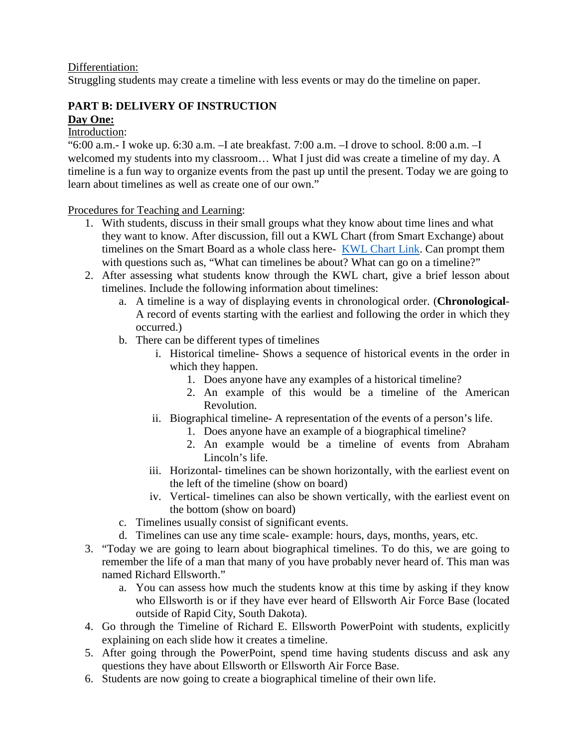Differentiation:

Struggling students may create a timeline with less events or may do the timeline on paper.

**PART B: DELIVERY OF INSTRUCTION**

**Day One:**

Introduction:

"6:00 a.m.- I woke up. 6:30 a.m. –I ate breakfast. 7:00 a.m. –I drove to school. 8:00 a.m. –I welcomed my students into my classroom… What I just did was create a timeline of my day. A timeline is a fun way to organize events from the past up until the present. Today we are going to learn about timelines as well as create one of our own."

Procedures for Teaching and Learning:

1. With students, discuss in their small groups what they know about time lines and what they want to know. After discussion, fill out a KWL Chart (from Smart Exchange) about timelines on the Smart Board as a whole class here- KWL Chart Link. Can prompt them with questions such as, "What can timelines be about? What can go on a timeline?"
2. After assessing what students know through the KWL chart, give a brief lesson about timelines. Include the following information about timelines:
   a. A timeline is a way of displaying events in chronological order. (**Chronological**- A record of events starting with the earliest and following the order in which they occurred.)
   b. There can be different types of timelines
      i. Historical timeline- Shows a sequence of historical events in the order in which they happen.
         1. Does anyone have any examples of a historical timeline?
         2. An example of this would be a timeline of the American Revolution.
      ii. Biographical timeline- A representation of the events of a person's life.
         1. Does anyone have an example of a biographical timeline?
         2. An example would be a timeline of events from Abraham Lincoln's life.
      iii. Horizontal- timelines can be shown horizontally, with the earliest event on the left of the timeline (show on board)
      iv. Vertical- timelines can also be shown vertically, with the earliest event on the bottom (show on board)
   c. Timelines usually consist of significant events.
   d. Timelines can use any time scale- example: hours, days, months, years, etc.
3. "Today we are going to learn about biographical timelines. To do this, we are going to remember the life of a man that many of you have probably never heard of. This man was named Richard Ellsworth."
   a. You can assess how much the students know at this time by asking if they know who Ellsworth is or if they have ever heard of Ellsworth Air Force Base (located outside of Rapid City, South Dakota).
4. Go through the Timeline of Richard E. Ellsworth PowerPoint with students, explicitly explaining on each slide how it creates a timeline.
5. After going through the PowerPoint, spend time having students discuss and ask any questions they have about Ellsworth or Ellsworth Air Force Base.
6. Students are now going to create a biographical timeline of their own life.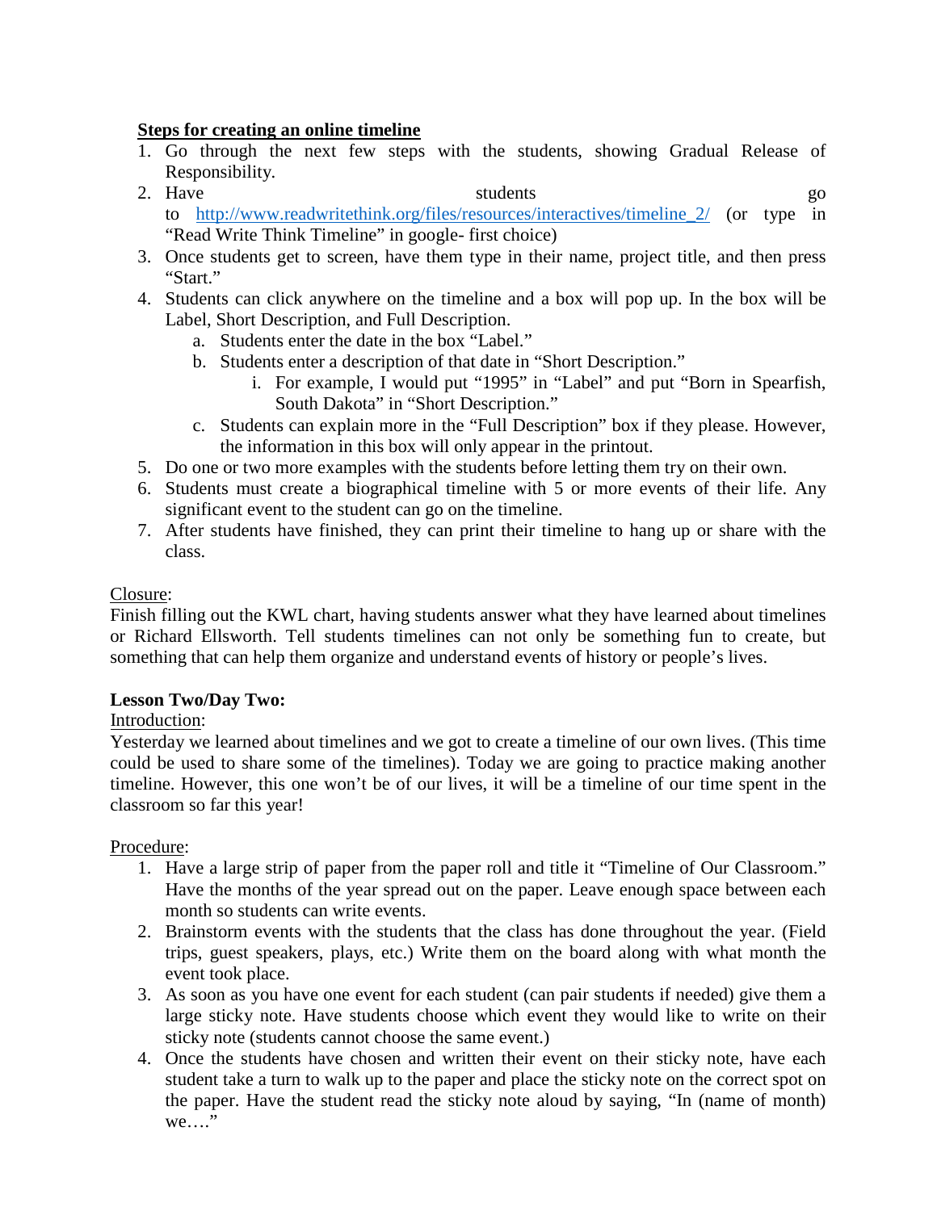**Steps for creating an online timeline**

1. Go through the next few steps with the students, showing Gradual Release of Responsibility.
2. Have students go to http://www.readwritethink.org/files/resources/interactives/timeline_2/ (or type in "Read Write Think Timeline" in google- first choice)
3. Once students get to screen, have them type in their name, project title, and then press "Start."
4. Students can click anywhere on the timeline and a box will pop up. In the box will be Label, Short Description, and Full Description.
   a. Students enter the date in the box "Label."
   b. Students enter a description of that date in "Short Description."
      i. For example, I would put "1995" in "Label" and put "Born in Spearfish, South Dakota" in "Short Description."
   c. Students can explain more in the "Full Description" box if they please. However, the information in this box will only appear in the printout.
5. Do one or two more examples with the students before letting them try on their own.
6. Students must create a biographical timeline with 5 or more events of their life. Any significant event to the student can go on the timeline.
7. After students have finished, they can print their timeline to hang up or share with the class.

Closure:

Finish filling out the KWL chart, having students answer what they have learned about timelines or Richard Ellsworth. Tell students timelines can not only be something fun to create, but something that can help them organize and understand events of history or people's lives.

**Lesson Two/Day Two:**

Introduction:

Yesterday we learned about timelines and we got to create a timeline of our own lives. (This time could be used to share some of the timelines). Today we are going to practice making another timeline. However, this one won't be of our lives, it will be a timeline of our time spent in the classroom so far this year!

Procedure:

1. Have a large strip of paper from the paper roll and title it "Timeline of Our Classroom." Have the months of the year spread out on the paper. Leave enough space between each month so students can write events.
2. Brainstorm events with the students that the class has done throughout the year. (Field trips, guest speakers, plays, etc.) Write them on the board along with what month the event took place.
3. As soon as you have one event for each student (can pair students if needed) give them a large sticky note. Have students choose which event they would like to write on their sticky note (students cannot choose the same event.)
4. Once the students have chosen and written their event on their sticky note, have each student take a turn to walk up to the paper and place the sticky note on the correct spot on the paper. Have the student read the sticky note aloud by saying, "In (name of month) we…."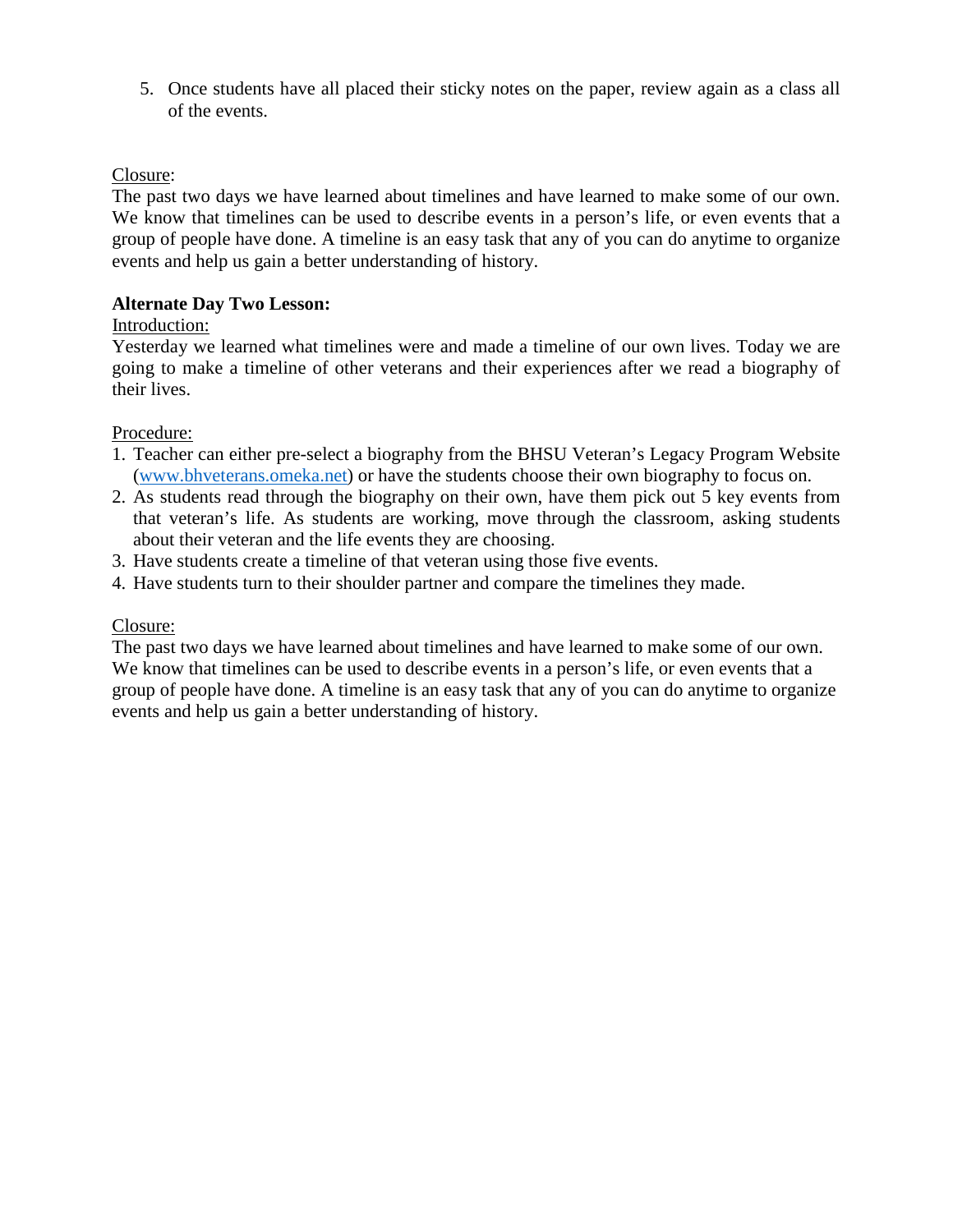5. Once students have all placed their sticky notes on the paper, review again as a class all of the events.

Closure:

The past two days we have learned about timelines and have learned to make some of our own. We know that timelines can be used to describe events in a person's life, or even events that a group of people have done. A timeline is an easy task that any of you can do anytime to organize events and help us gain a better understanding of history.

**Alternate Day Two Lesson:**

Introduction:

Yesterday we learned what timelines were and made a timeline of our own lives. Today we are going to make a timeline of other veterans and their experiences after we read a biography of their lives.

Procedure:

1. Teacher can either pre-select a biography from the BHSU Veteran's Legacy Program Website (www.bhveterans.omeka.net) or have the students choose their own biography to focus on.
2. As students read through the biography on their own, have them pick out 5 key events from that veteran's life. As students are working, move through the classroom, asking students about their veteran and the life events they are choosing.
3. Have students create a timeline of that veteran using those five events.
4. Have students turn to their shoulder partner and compare the timelines they made.

Closure:

The past two days we have learned about timelines and have learned to make some of our own. We know that timelines can be used to describe events in a person's life, or even events that a group of people have done. A timeline is an easy task that any of you can do anytime to organize events and help us gain a better understanding of history.